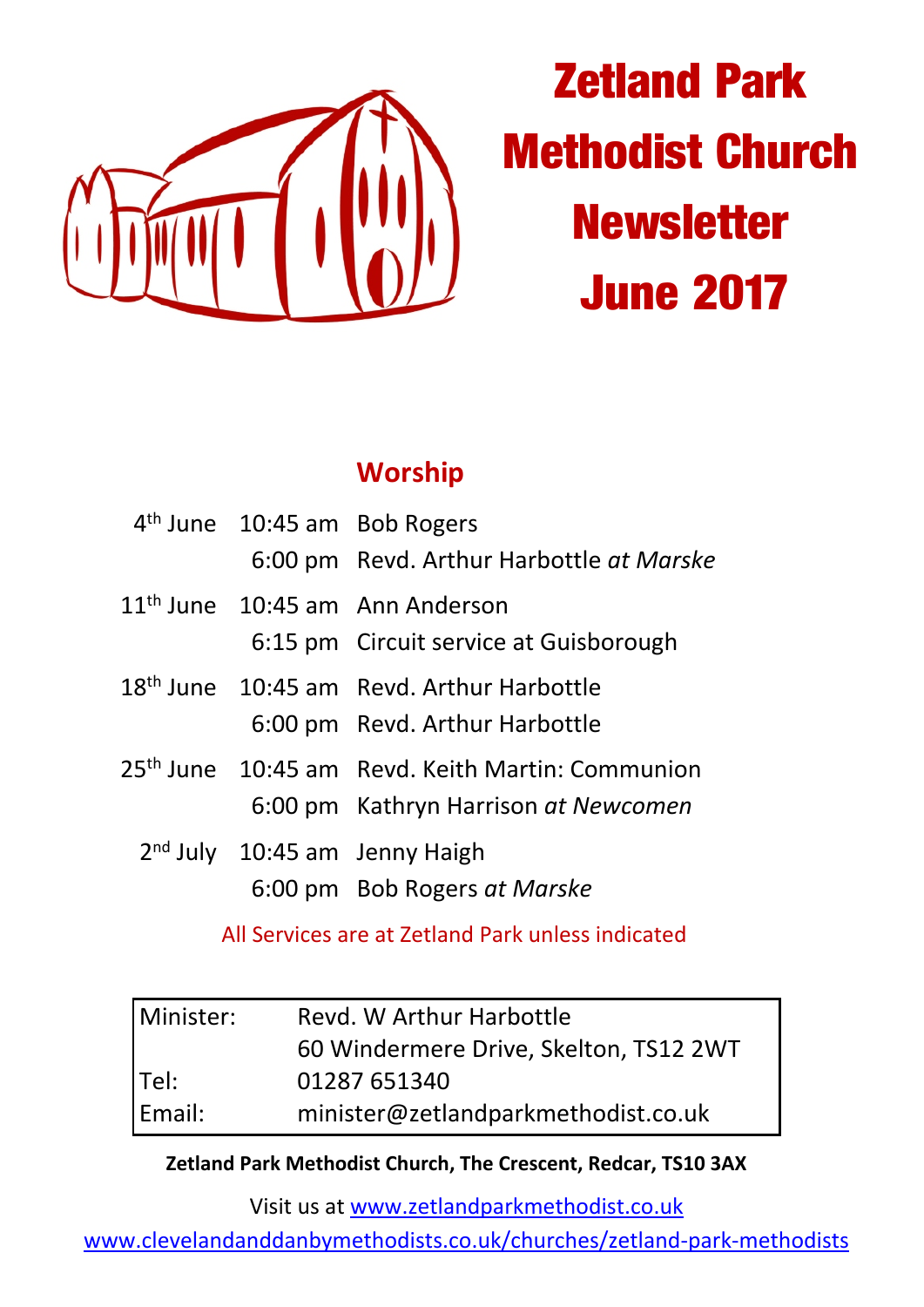# Zetland Park Methodist Church Newsletter June 2017

## Worship

| | | |
|---|---|---|
| 4th June | 10:45 am | Bob Rogers |
| | 6:00 pm | Revd. Arthur Harbottle *at Marske* |
| 11th June | 10:45 am | Ann Anderson |
| | 6:15 pm | Circuit service at Guisborough |
| 18th June | 10:45 am | Revd. Arthur Harbottle |
| | 6:00 pm | Revd. Arthur Harbottle |
| 25th June | 10:45 am | Revd. Keith Martin: Communion |
| | 6:00 pm | Kathryn Harrison *at Newcomen* |
| 2nd July | 10:45 am | Jenny Haigh |
| | 6:00 pm | Bob Rogers *at Marske* |

All Services are at Zetland Park unless indicated

| | |
|---|---|
| Minister: | Revd. W Arthur Harbottle |
| | 60 Windermere Drive, Skelton, TS12 2WT |
| Tel: | 01287 651340 |
| Email: | minister@zetlandparkmethodist.co.uk |

**Zetland Park Methodist Church, The Crescent, Redcar, TS10 3AX**

Visit us at www.zetlandparkmethodist.co.uk

www.clevelandanddanbymethodists.co.uk/churches/zetland-park-methodists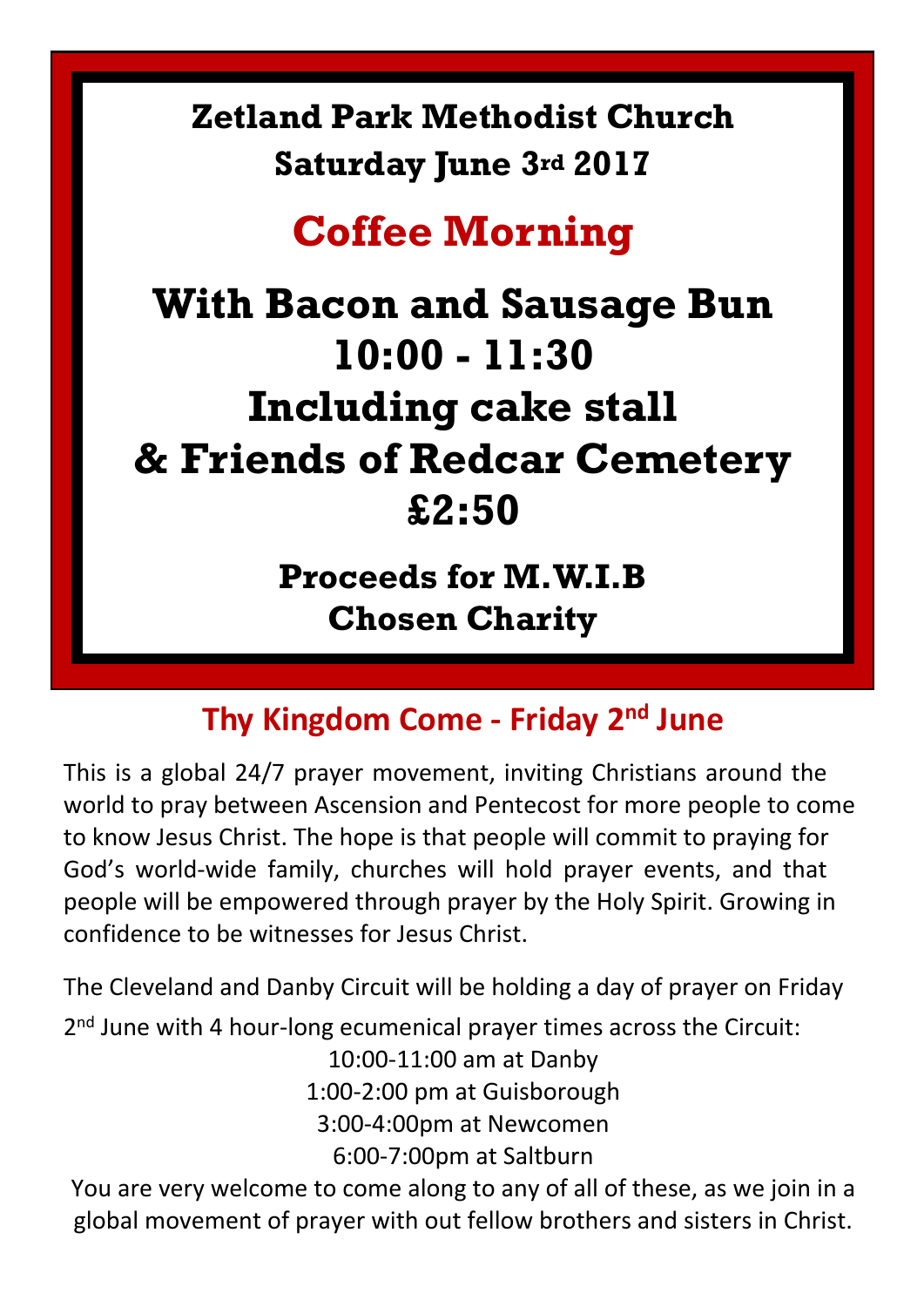**Zetland Park Methodist Church**

**Saturday June 3rd 2017**

# Coffee Morning

## With Bacon and Sausage Bun
## 10:00 - 11:30
## Including cake stall
## & Friends of Redcar Cemetery
## £2:50

**Proceeds for M.W.I.B**

**Chosen Charity**

## Thy Kingdom Come - Friday 2nd June

This is a global 24/7 prayer movement, inviting Christians around the world to pray between Ascension and Pentecost for more people to come to know Jesus Christ. The hope is that people will commit to praying for God's world-wide family, churches will hold prayer events, and that people will be empowered through prayer by the Holy Spirit. Growing in confidence to be witnesses for Jesus Christ.

The Cleveland and Danby Circuit will be holding a day of prayer on Friday 2nd June with 4 hour-long ecumenical prayer times across the Circuit:

10:00-11:00 am at Danby
1:00-2:00 pm at Guisborough
3:00-4:00pm at Newcomen
6:00-7:00pm at Saltburn

You are very welcome to come along to any of all of these, as we join in a global movement of prayer with out fellow brothers and sisters in Christ.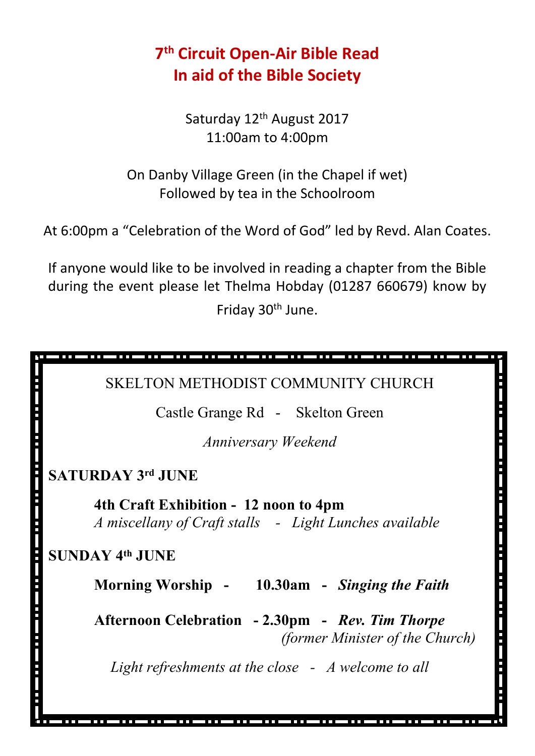# 7th Circuit Open-Air Bible Read
# In aid of the Bible Society

Saturday 12th August 2017
11:00am to 4:00pm

On Danby Village Green (in the Chapel if wet)
Followed by tea in the Schoolroom

At 6:00pm a "Celebration of the Word of God" led by Revd. Alan Coates.

If anyone would like to be involved in reading a chapter from the Bible during the event please let Thelma Hobday (01287 660679) know by Friday 30th June.

---

SKELTON METHODIST COMMUNITY CHURCH

Castle Grange Rd - Skelton Green

*Anniversary Weekend*

**SATURDAY 3rd JUNE**

**4th Craft Exhibition - 12 noon to 4pm**
*A miscellany of Craft stalls - Light Lunches available*

**SUNDAY 4th JUNE**

**Morning Worship - 10.30am -** ***Singing the Faith***

**Afternoon Celebration - 2.30pm -** ***Rev. Tim Thorpe***
*(former Minister of the Church)*

*Light refreshments at the close - A welcome to all*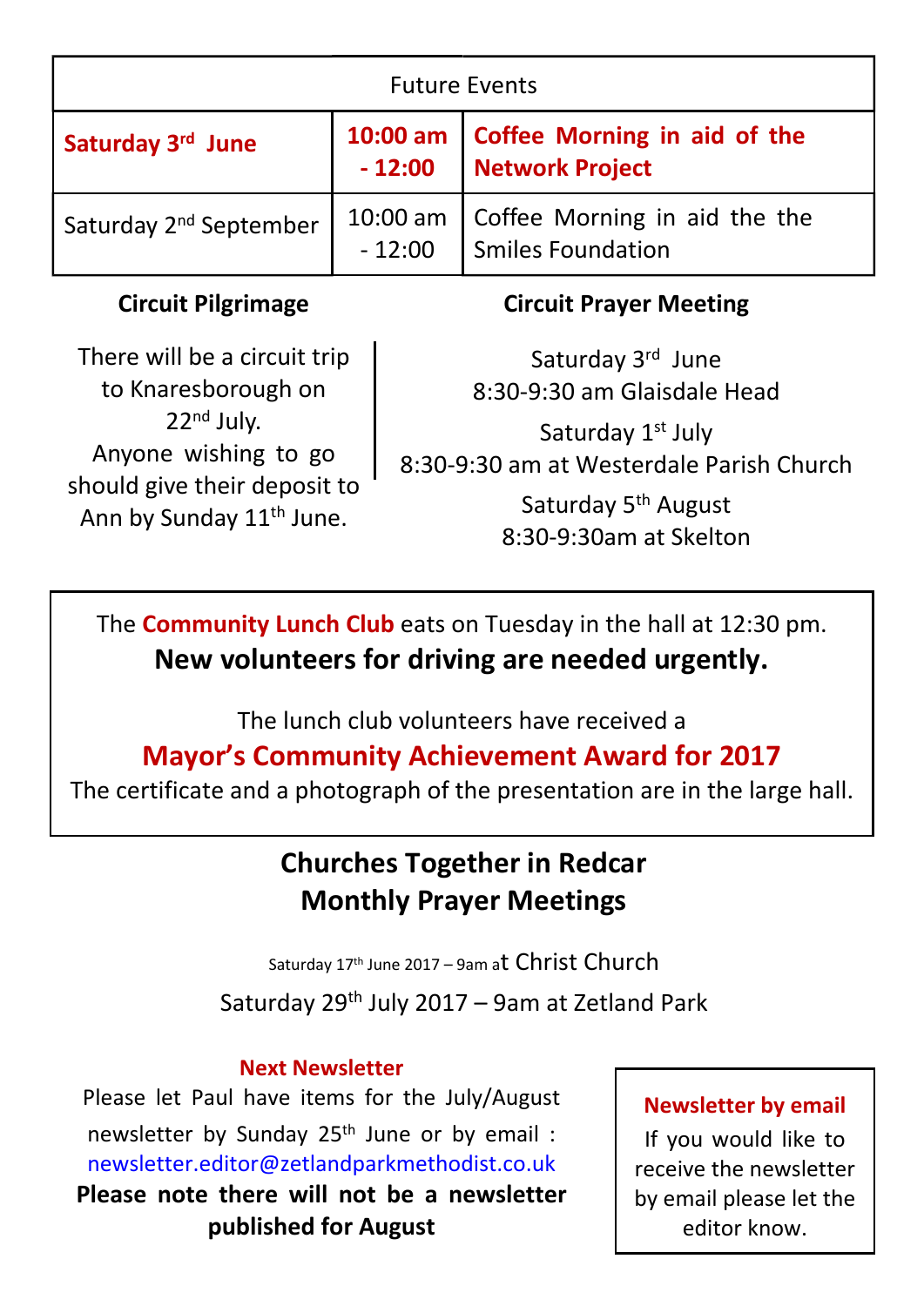| Future Events | | |
|---|---|---|
| **Saturday 3rd June** | **10:00 am - 12:00** | **Coffee Morning in aid of the Network Project** |
| Saturday 2nd September | 10:00 am - 12:00 | Coffee Morning in aid the the Smiles Foundation |

### Circuit Pilgrimage

There will be a circuit trip to Knaresborough on 22nd July.
Anyone wishing to go should give their deposit to Ann by Sunday 11th June.

### Circuit Prayer Meeting

Saturday 3rd June
8:30-9:30 am Glaisdale Head

Saturday 1st July
8:30-9:30 am at Westerdale Parish Church

Saturday 5th August
8:30-9:30am at Skelton

The **Community Lunch Club** eats on Tuesday in the hall at 12:30 pm.

**New volunteers for driving are needed urgently.**

The lunch club volunteers have received a

**Mayor's Community Achievement Award for 2017**

The certificate and a photograph of the presentation are in the large hall.

## Churches Together in Redcar
## Monthly Prayer Meetings

Saturday 17th June 2017 – 9am at Christ Church

Saturday 29th July 2017 – 9am at Zetland Park

**Next Newsletter**

Please let Paul have items for the July/August newsletter by Sunday 25th June or by email : newsletter.editor@zetlandparkmethodist.co.uk

**Please note there will not be a newsletter published for August**

**Newsletter by email**

If you would like to receive the newsletter by email please let the editor know.